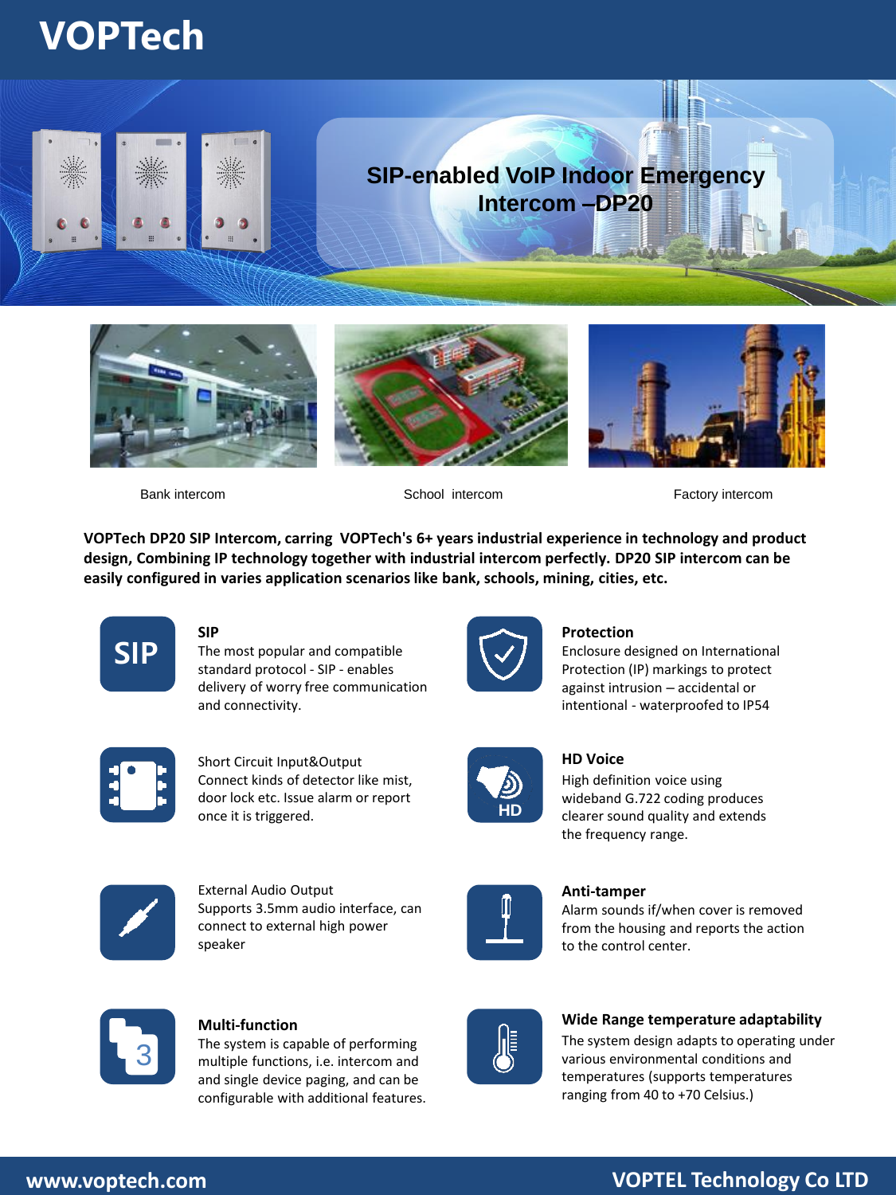# VOPTech

## SIP-enabled VoIP Indoor Emergency Intercom –DP20

Bank intercom

School intercom

Factory intercom

**VOPTech DP20 SIP Intercom, carring VOPTech's 6+ years industrial experience in technology and product design, Combining IP technology together with industrial intercom perfectly. DP20 SIP intercom can be easily configured in varies application scenarios like bank, schools, mining, cities, etc.**

**SIP**
The most popular and compatible standard protocol - SIP - enables delivery of worry free communication and connectivity.

**Protection**
Enclosure designed on International Protection (IP) markings to protect against intrusion – accidental or intentional - waterproofed to IP54

Short Circuit Input&Output
Connect kinds of detector like mist, door lock etc. Issue alarm or report once it is triggered.

**HD Voice**
High definition voice using wideband G.722 coding produces clearer sound quality and extends the frequency range.

External Audio Output
Supports 3.5mm audio interface, can connect to external high power speaker

**Anti-tamper**
Alarm sounds if/when cover is removed from the housing and reports the action to the control center.

**Multi-function**
The system is capable of performing multiple functions, i.e. intercom and and single device paging, and can be configurable with additional features.

**Wide Range temperature adaptability**
The system design adapts to operating under various environmental conditions and temperatures (supports temperatures ranging from 40 to +70 Celsius.)

www.voptech.com

VOPTEL Technology Co LTD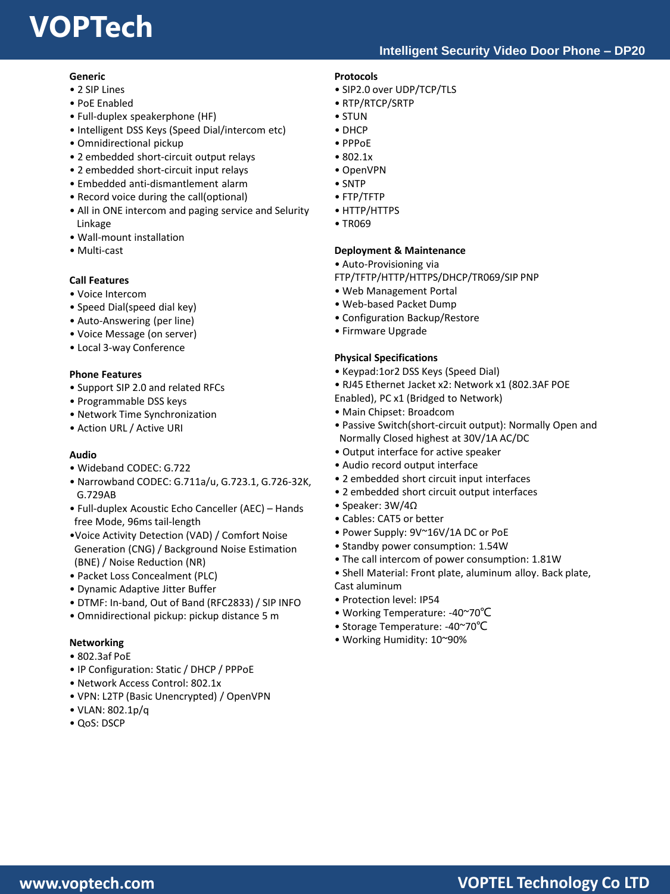## Generic

- 2 SIP Lines
- PoE Enabled
- Full-duplex speakerphone (HF)
- Intelligent DSS Keys (Speed Dial/intercom etc)
- Omnidirectional pickup
- 2 embedded short-circuit output relays
- 2 embedded short-circuit input relays
- Embedded anti-dismantlement alarm
- Record voice during the call(optional)
- All in ONE intercom and paging service and Selurity Linkage
- Wall-mount installation
- Multi-cast

## Call Features

- Voice Intercom
- Speed Dial(speed dial key)
- Auto-Answering (per line)
- Voice Message (on server)
- Local 3-way Conference

## Phone Features

- Support SIP 2.0 and related RFCs
- Programmable DSS keys
- Network Time Synchronization
- Action URL / Active URI

## Audio

- Wideband CODEC: G.722
- Narrowband CODEC: G.711a/u, G.723.1, G.726-32K, G.729AB
- Full-duplex Acoustic Echo Canceller (AEC) – Hands free Mode, 96ms tail-length
- Voice Activity Detection (VAD) / Comfort Noise Generation (CNG) / Background Noise Estimation (BNE) / Noise Reduction (NR)
- Packet Loss Concealment (PLC)
- Dynamic Adaptive Jitter Buffer
- DTMF: In-band, Out of Band (RFC2833) / SIP INFO
- Omnidirectional pickup: pickup distance 5 m

## Networking

- 802.3af PoE
- IP Configuration: Static / DHCP / PPPoE
- Network Access Control: 802.1x
- VPN: L2TP (Basic Unencrypted) / OpenVPN
- VLAN: 802.1p/q
- QoS: DSCP

## Protocols

- SIP2.0 over UDP/TCP/TLS
- RTP/RTCP/SRTP
- STUN
- DHCP
- PPPoE
- 802.1x
- OpenVPN
- SNTP
- FTP/TFTP
- HTTP/HTTPS
- TR069

## Deployment & Maintenance

- Auto-Provisioning via FTP/TFTP/HTTP/HTTPS/DHCP/TR069/SIP PNP
- Web Management Portal
- Web-based Packet Dump
- Configuration Backup/Restore
- Firmware Upgrade

## Physical Specifications

- Keypad:1or2 DSS Keys (Speed Dial)
- RJ45 Ethernet Jacket x2: Network x1 (802.3AF POE Enabled), PC x1 (Bridged to Network)
- Main Chipset: Broadcom
- Passive Switch(short-circuit output): Normally Open and Normally Closed highest at 30V/1A AC/DC
- Output interface for active speaker
- Audio record output interface
- 2 embedded short circuit input interfaces
- 2 embedded short circuit output interfaces
- Speaker: 3W/4Ω
- Cables: CAT5 or better
- Power Supply: 9V~16V/1A DC or PoE
- Standby power consumption: 1.54W
- The call intercom of power consumption: 1.81W
- Shell Material: Front plate, aluminum alloy. Back plate, Cast aluminum
- Protection level: IP54
- Working Temperature: -40~70℃
- Storage Temperature: -40~70℃
- Working Humidity: 10~90%